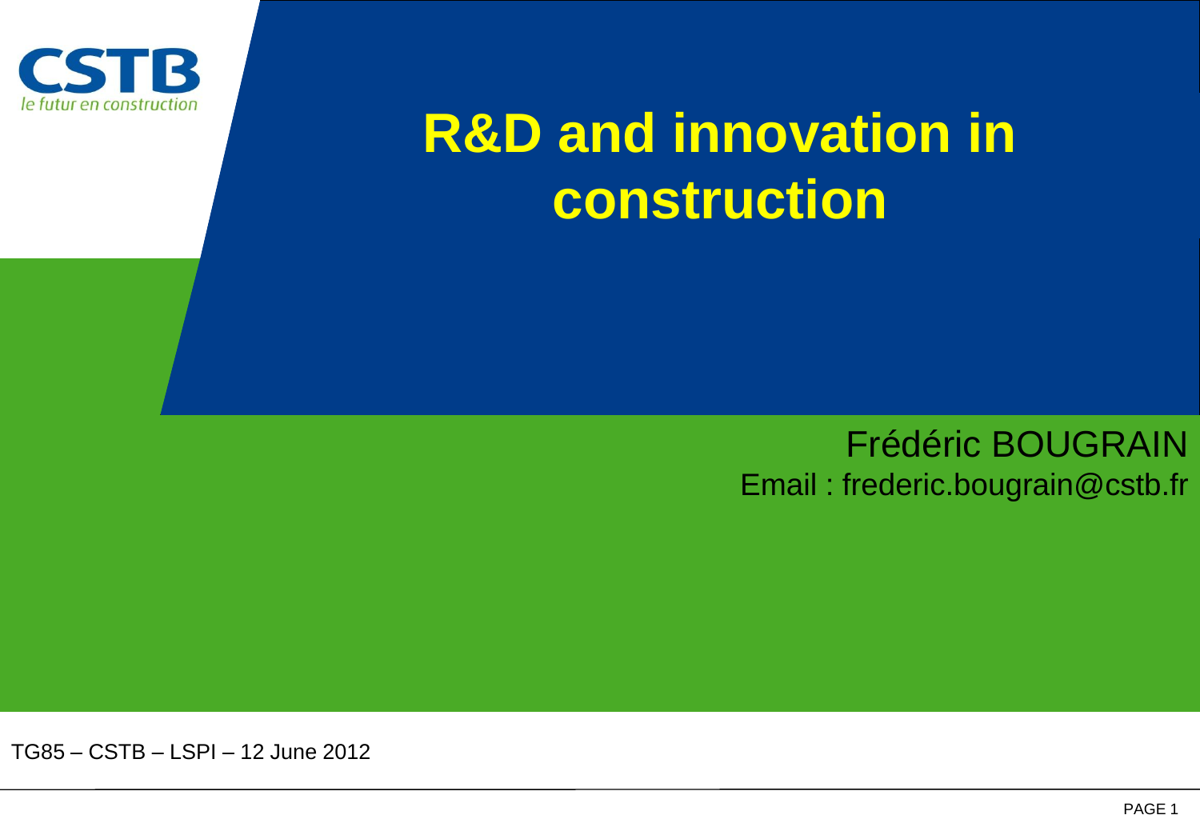CSTB
*le futur en construction*

# R&D and innovation in construction

Frédéric BOUGRAIN
Email : frederic.bougrain@cstb.fr

TG85 – CSTB – LSPI – 12 June 2012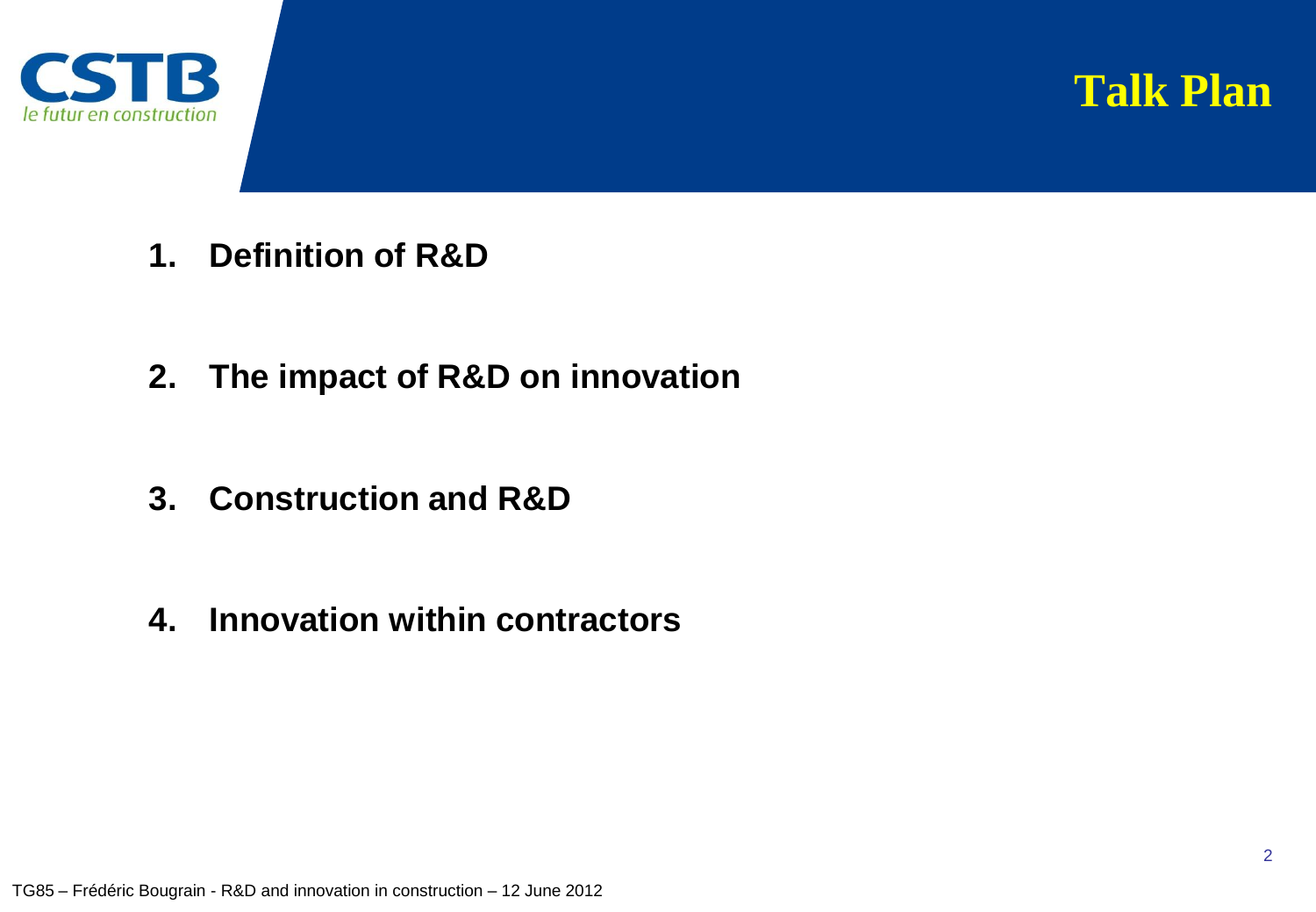# Talk Plan

1. **Definition of R&D**
2. **The impact of R&D on innovation**
3. **Construction and R&D**
4. **Innovation within contractors**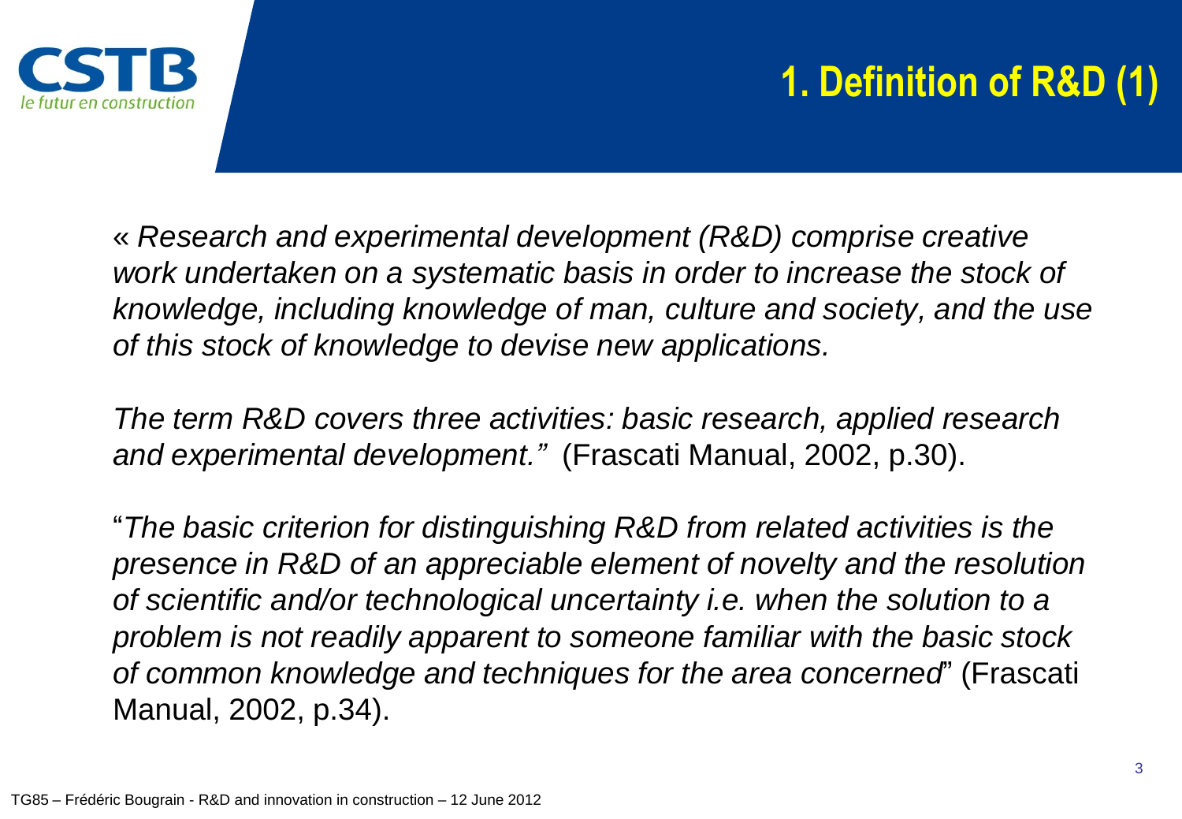# 1. Definition of R&D (1)

« *Research and experimental development (R&D) comprise creative work undertaken on a systematic basis in order to increase the stock of knowledge, including knowledge of man, culture and society, and the use of this stock of knowledge to devise new applications.*

*The term R&D covers three activities: basic research, applied research and experimental development."* (Frascati Manual, 2002, p.30).

"*The basic criterion for distinguishing R&D from related activities is the presence in R&D of an appreciable element of novelty and the resolution of scientific and/or technological uncertainty i.e. when the solution to a problem is not readily apparent to someone familiar with the basic stock of common knowledge and techniques for the area concerned*" (Frascati Manual, 2002, p.34).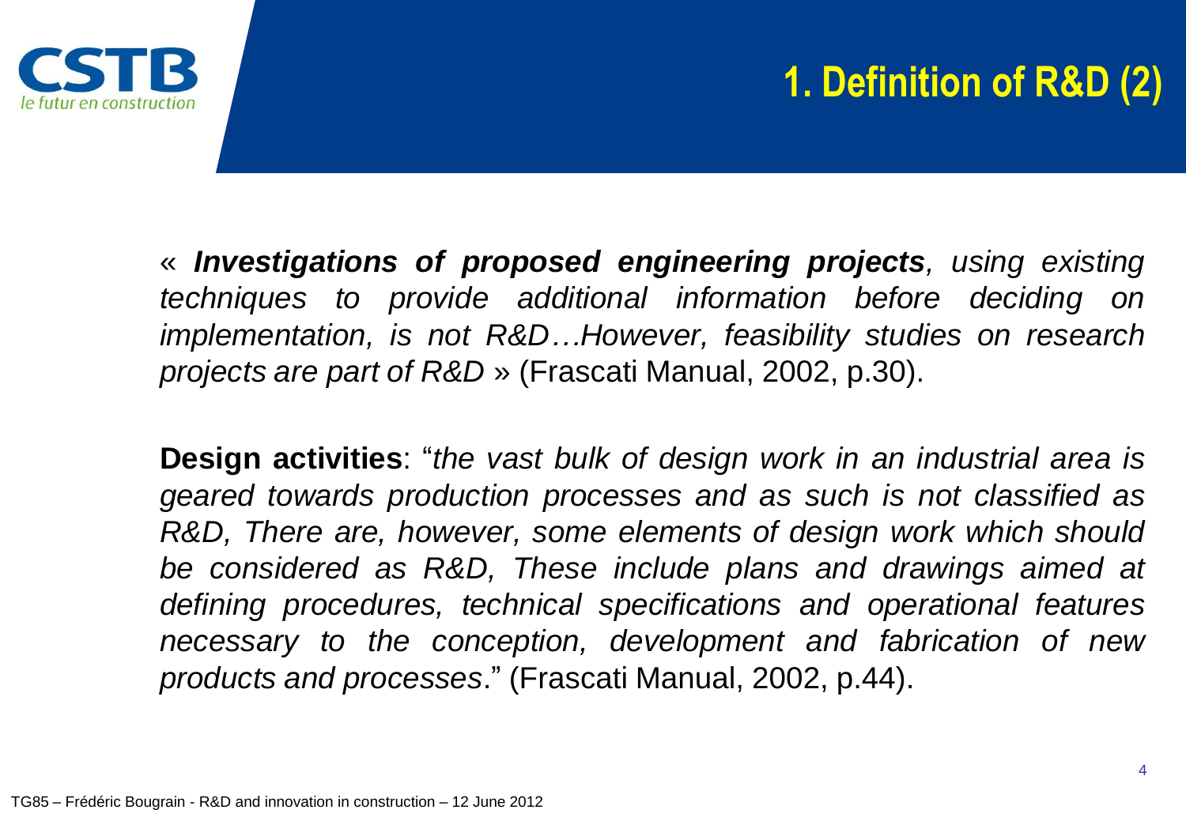# 1. Definition of R&D (2)

« ***Investigations of proposed engineering projects**, using existing techniques to provide additional information before deciding on implementation, is not R&D…However, feasibility studies on research projects are part of R&D* » (Frascati Manual, 2002, p.30).

**Design activities**: "*the vast bulk of design work in an industrial area is geared towards production processes and as such is not classified as R&D, There are, however, some elements of design work which should be considered as R&D, These include plans and drawings aimed at defining procedures, technical specifications and operational features necessary to the conception, development and fabrication of new products and processes*." (Frascati Manual, 2002, p.44).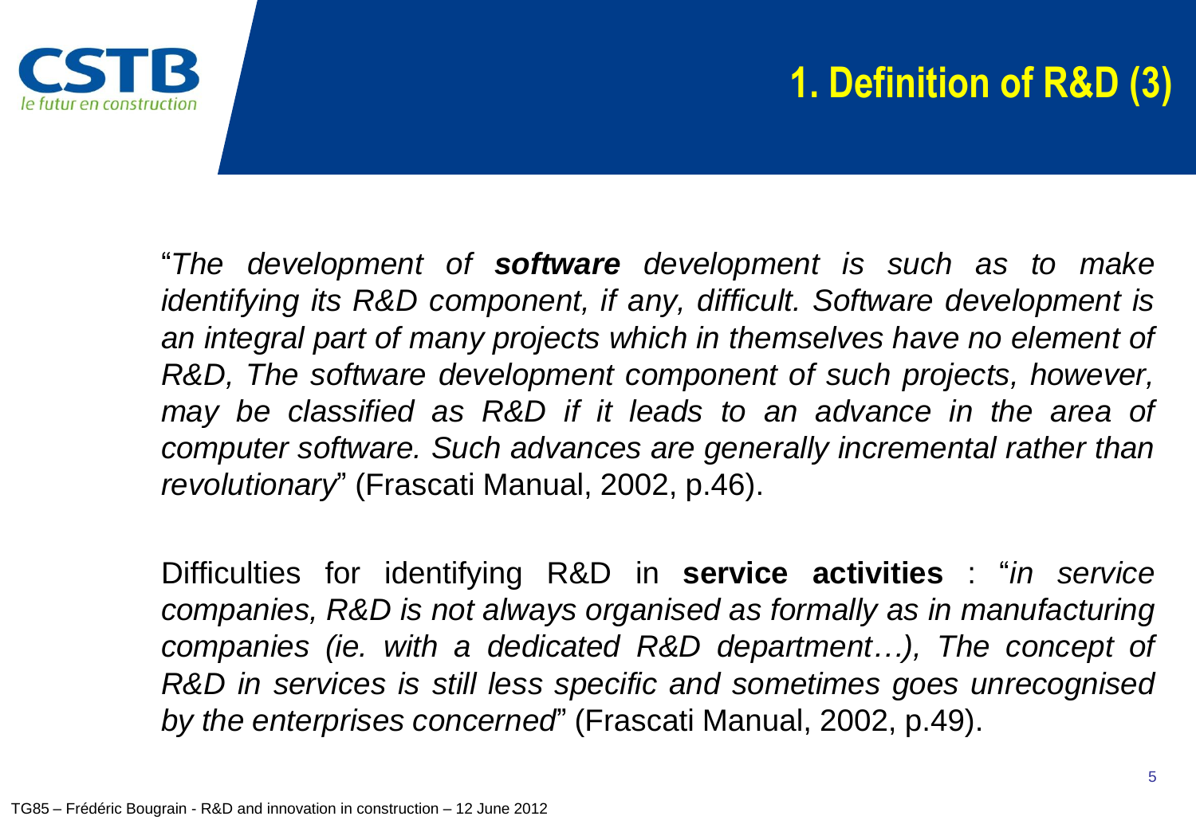# 1. Definition of R&D (3)

"*The development of **software** development is such as to make identifying its R&D component, if any, difficult. Software development is an integral part of many projects which in themselves have no element of R&D, The software development component of such projects, however, may be classified as R&D if it leads to an advance in the area of computer software. Such advances are generally incremental rather than revolutionary*" (Frascati Manual, 2002, p.46).

Difficulties for identifying R&D in **service activities** : "*in service companies, R&D is not always organised as formally as in manufacturing companies (ie. with a dedicated R&D department…), The concept of R&D in services is still less specific and sometimes goes unrecognised by the enterprises concerned*" (Frascati Manual, 2002, p.49).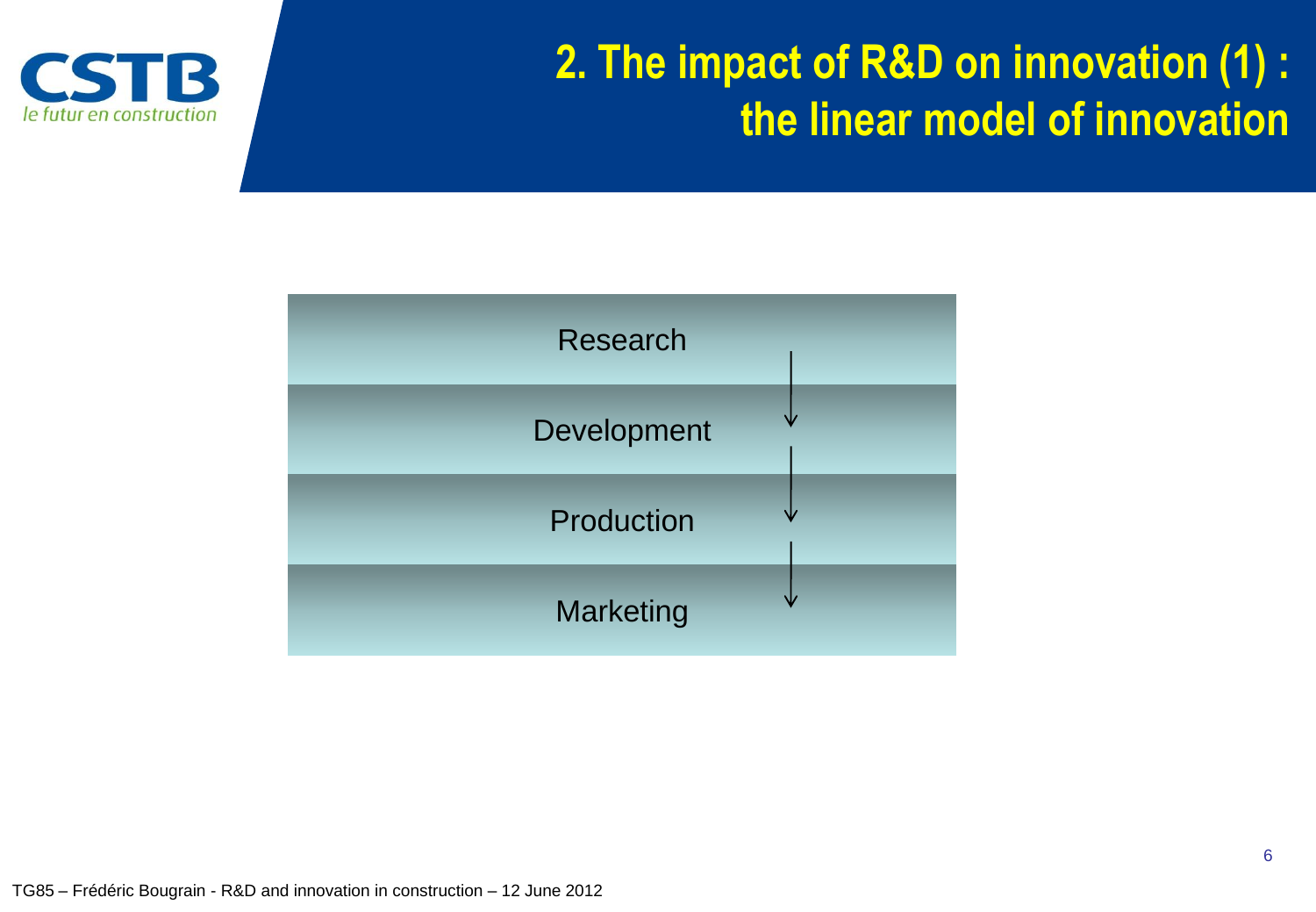# 2. The impact of R&D on innovation (1) : the linear model of innovation

Research

↓

Development

↓

Production

↓

Marketing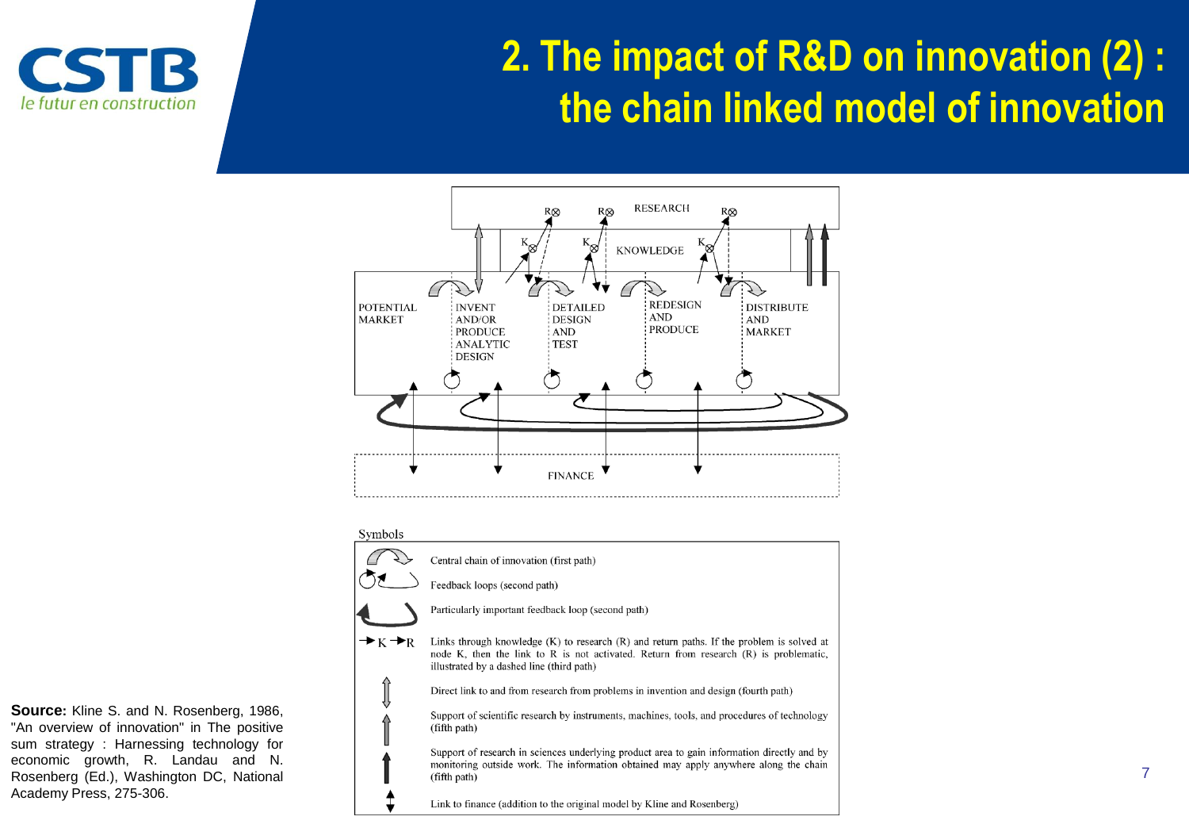# 2. The impact of R&D on innovation (2) : the chain linked model of innovation

RESEARCH

KNOWLEDGE

POTENTIAL MARKET | INVENT AND/OR PRODUCE ANALYTIC DESIGN | DETAILED DESIGN AND TEST | REDESIGN AND PRODUCE | DISTRIBUTE AND MARKET

FINANCE

Symbols

- Central chain of innovation (first path)
- Feedback loops (second path)
- Particularly important feedback loop (second path)
- K → R: Links through knowledge (K) to research (R) and return paths. If the problem is solved at node K, then the link to R is not activated. Return from research (R) is problematic, illustrated by a dashed line (third path)
- Direct link to and from research from problems in invention and design (fourth path)
- Support of scientific research by instruments, machines, tools, and procedures of technology (fifth path)
- Support of research in sciences underlying product area to gain information directly and by monitoring outside work. The information obtained may apply anywhere along the chain (fifth path)
- Link to finance (addition to the original model by Kline and Rosenberg)

**Source:** Kline S. and N. Rosenberg, 1986, "An overview of innovation" in The positive sum strategy : Harnessing technology for economic growth, R. Landau and N. Rosenberg (Ed.), Washington DC, National Academy Press, 275-306.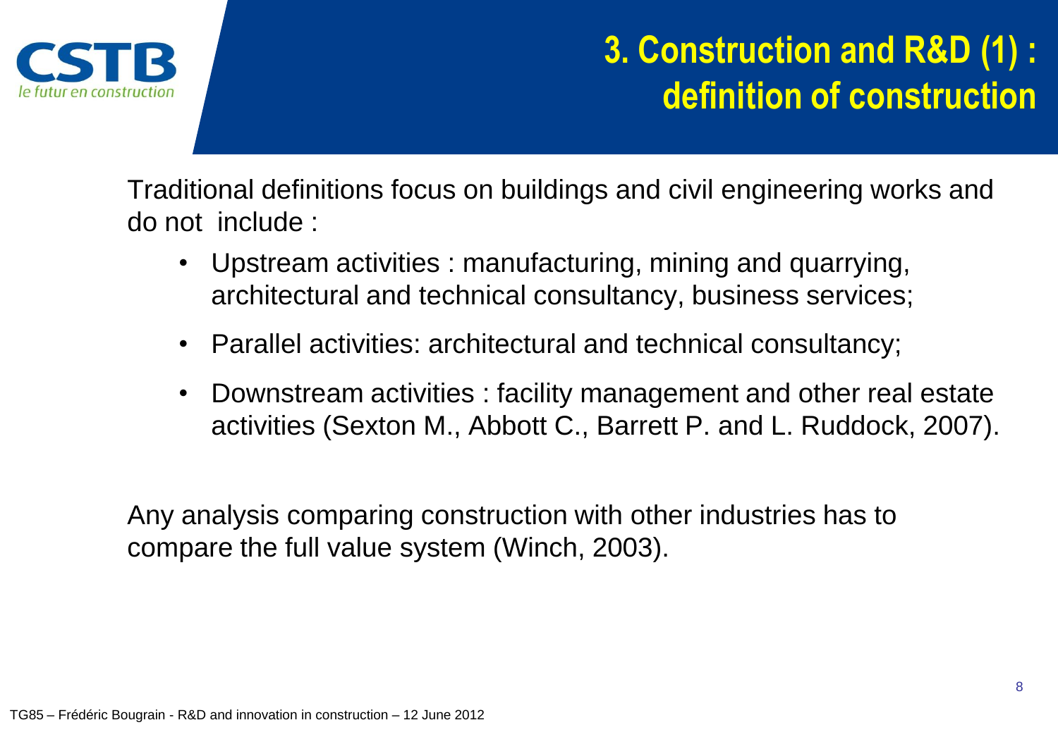# 3. Construction and R&D (1) : definition of construction

Traditional definitions focus on buildings and civil engineering works and do not include :

- Upstream activities : manufacturing, mining and quarrying, architectural and technical consultancy, business services;
- Parallel activities: architectural and technical consultancy;
- Downstream activities : facility management and other real estate activities (Sexton M., Abbott C., Barrett P. and L. Ruddock, 2007).

Any analysis comparing construction with other industries has to compare the full value system (Winch, 2003).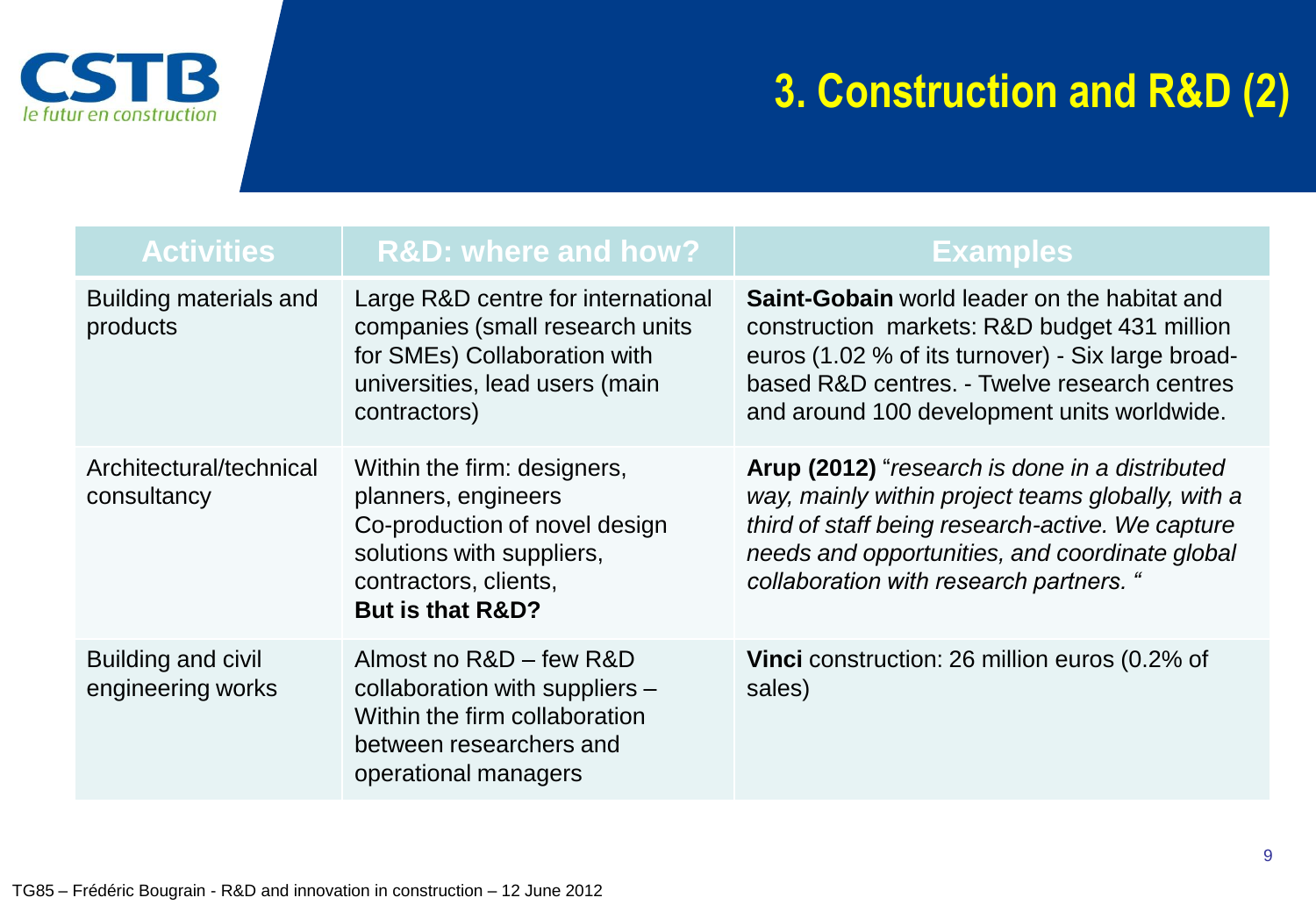# 3. Construction and R&D (2)

| Activities | R&D: where and how? | Examples |
|---|---|---|
| Building materials and products | Large R&D centre for international companies (small research units for SMEs) Collaboration with universities, lead users (main contractors) | **Saint-Gobain** world leader on the habitat and construction markets: R&D budget 431 million euros (1.02 % of its turnover) - Six large broad-based R&D centres. - Twelve research centres and around 100 development units worldwide. |
| Architectural/technical consultancy | Within the firm: designers, planners, engineers Co-production of novel design solutions with suppliers, contractors, clients, **But is that R&D?** | **Arup (2012)** "*research is done in a distributed way, mainly within project teams globally, with a third of staff being research-active. We capture needs and opportunities, and coordinate global collaboration with research partners.* " |
| Building and civil engineering works | Almost no R&D – few R&D collaboration with suppliers – Within the firm collaboration between researchers and operational managers | **Vinci** construction: 26 million euros (0.2% of sales) |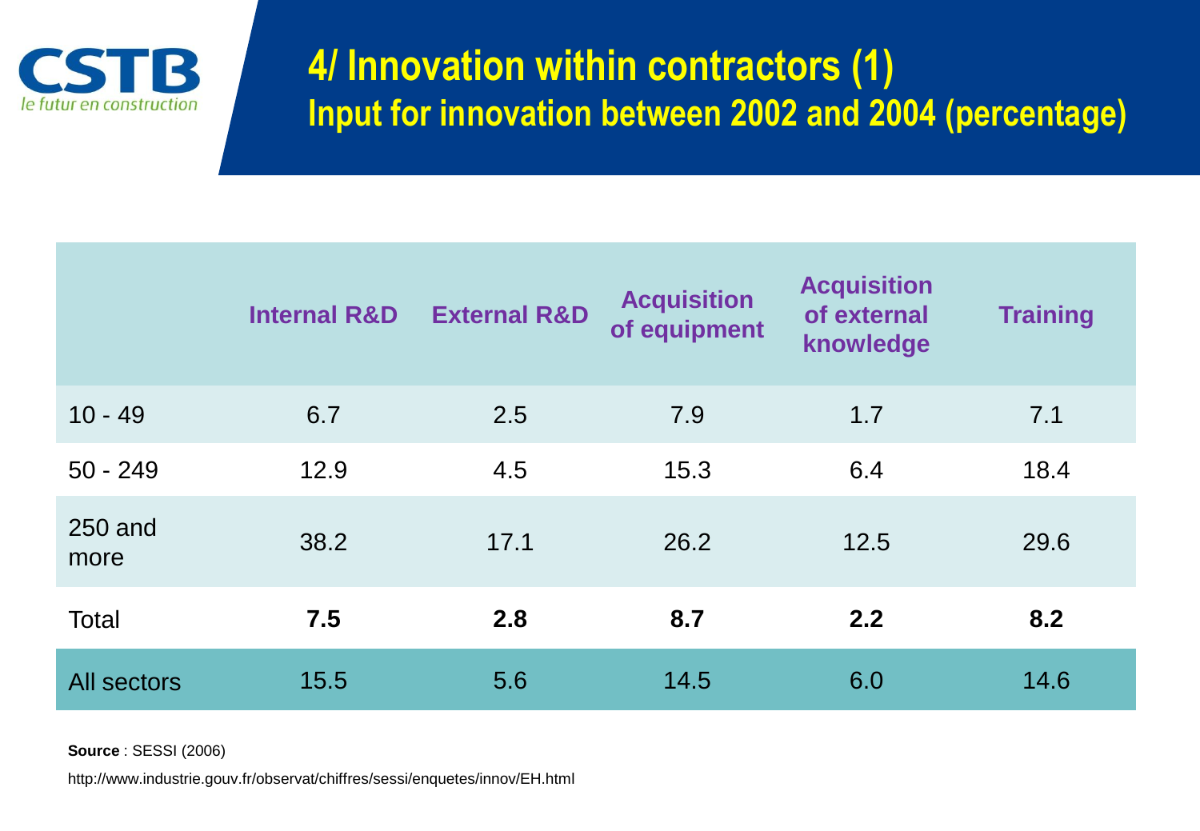# 4/ Innovation within contractors (1)

## Input for innovation between 2002 and 2004 (percentage)

| | Internal R&D | External R&D | Acquisition of equipment | Acquisition of external knowledge | Training |
|---|---|---|---|---|---|
| 10 - 49 | 6.7 | 2.5 | 7.9 | 1.7 | 7.1 |
| 50 - 249 | 12.9 | 4.5 | 15.3 | 6.4 | 18.4 |
| 250 and more | 38.2 | 17.1 | 26.2 | 12.5 | 29.6 |
| Total | **7.5** | **2.8** | **8.7** | **2.2** | **8.2** |
| All sectors | 15.5 | 5.6 | 14.5 | 6.0 | 14.6 |

**Source** : SESSI (2006)

http://www.industrie.gouv.fr/observat/chiffres/sessi/enquetes/innov/EH.html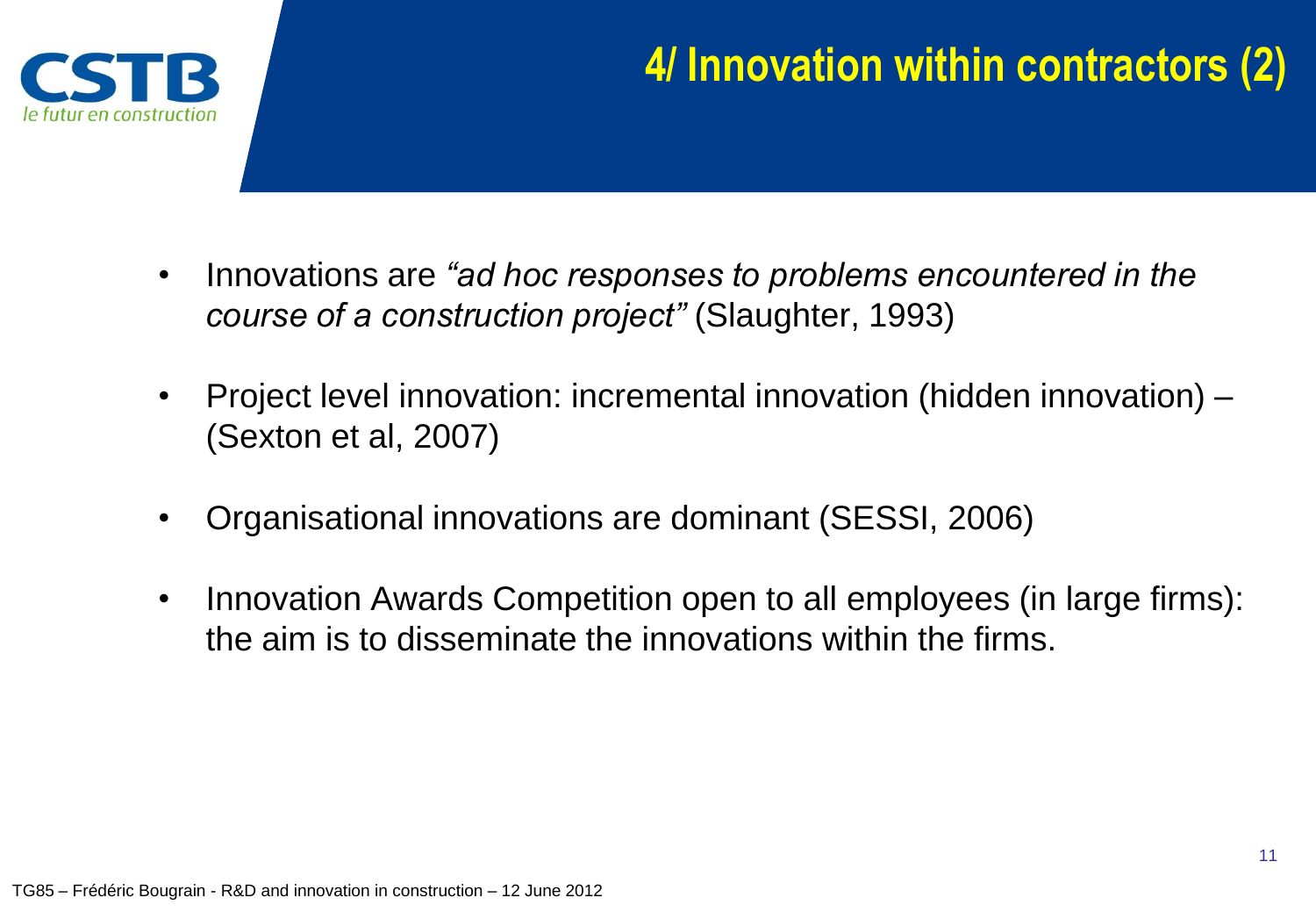# 4/ Innovation within contractors (2)

- Innovations are *"ad hoc responses to problems encountered in the course of a construction project"* (Slaughter, 1993)
- Project level innovation: incremental innovation (hidden innovation) – (Sexton et al, 2007)
- Organisational innovations are dominant (SESSI, 2006)
- Innovation Awards Competition open to all employees (in large firms): the aim is to disseminate the innovations within the firms.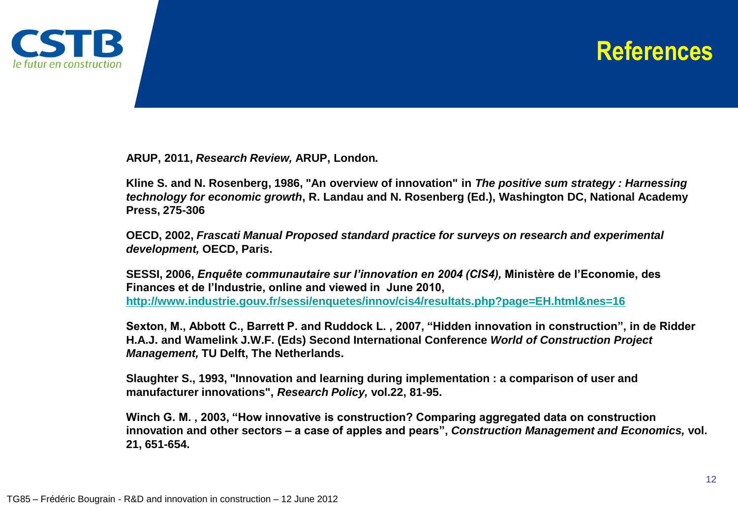# References

**ARUP, 2011, *Research Review,* ARUP, London.**

**Kline S. and N. Rosenberg, 1986, "An overview of innovation" in *The positive sum strategy : Harnessing technology for economic growth*, R. Landau and N. Rosenberg (Ed.), Washington DC, National Academy Press, 275-306**

**OECD, 2002, *Frascati Manual Proposed standard practice for surveys on research and experimental development,* OECD, Paris.**

**SESSI, 2006, *Enquête communautaire sur l'innovation en 2004 (CIS4),* Ministère de l'Economie, des Finances et de l'Industrie, online and viewed in June 2010, [http://www.industrie.gouv.fr/sessi/enquetes/innov/cis4/resultats.php?page=EH.html&nes=16](http://www.industrie.gouv.fr/sessi/enquetes/innov/cis4/resultats.php?page=EH.html&nes=16)**

**Sexton, M., Abbott C., Barrett P. and Ruddock L. , 2007, "Hidden innovation in construction", in de Ridder H.A.J. and Wamelink J.W.F. (Eds) Second International Conference *World of Construction Project Management,* TU Delft, The Netherlands.**

**Slaughter S., 1993, "Innovation and learning during implementation : a comparison of user and manufacturer innovations", *Research Policy,* vol.22, 81-95.**

**Winch G. M. , 2003, "How innovative is construction? Comparing aggregated data on construction innovation and other sectors – a case of apples and pears", *Construction Management and Economics,* vol. 21, 651-654.**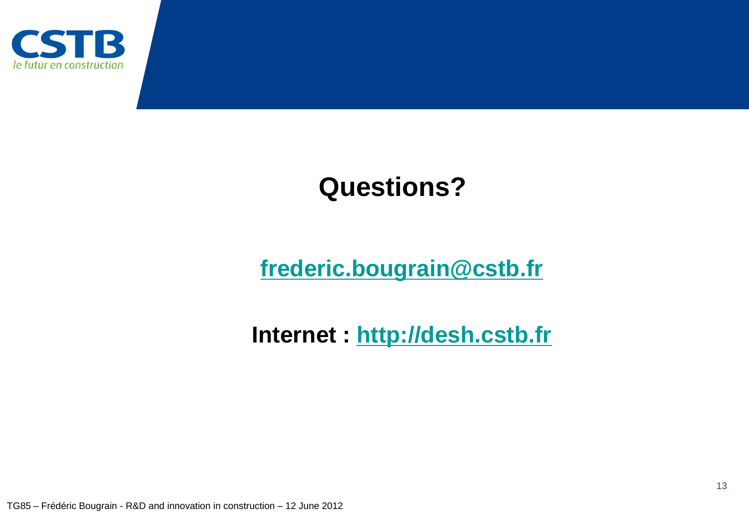CSTB

*le futur en construction*

# Questions?

**[frederic.bougrain@cstb.fr](mailto:frederic.bougrain@cstb.fr)**

**Internet : [http://desh.cstb.fr](http://desh.cstb.fr)**